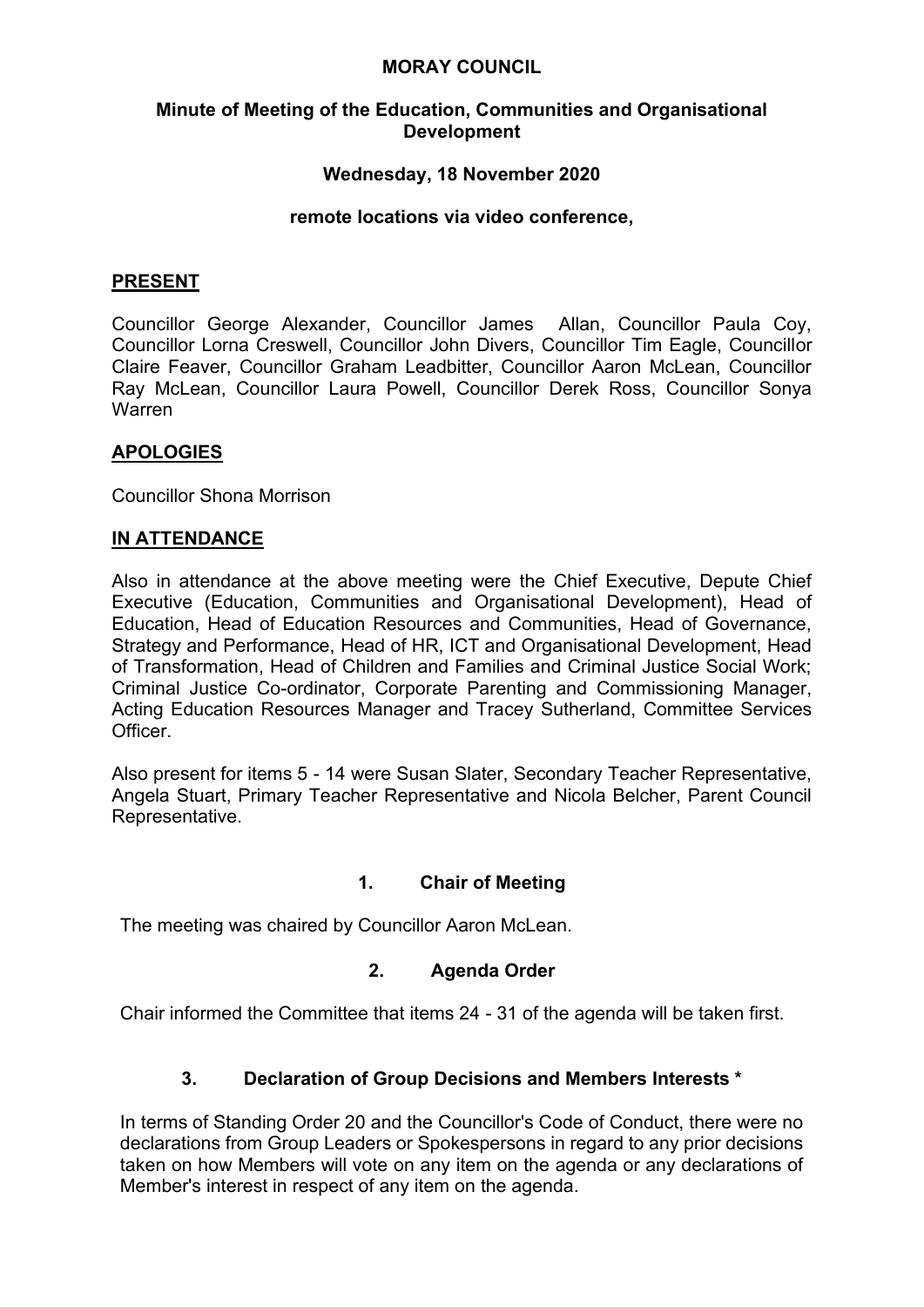# MORAY COUNCIL

## Minute of Meeting of the Education, Communities and Organisational Development

### Wednesday, 18 November 2020

### remote locations via video conference,

**PRESENT**

Councillor George Alexander, Councillor James Allan, Councillor Paula Coy, Councillor Lorna Creswell, Councillor John Divers, Councillor Tim Eagle, Councillor Claire Feaver, Councillor Graham Leadbitter, Councillor Aaron McLean, Councillor Ray McLean, Councillor Laura Powell, Councillor Derek Ross, Councillor Sonya Warren

**APOLOGIES**

Councillor Shona Morrison

**IN ATTENDANCE**

Also in attendance at the above meeting were the Chief Executive, Depute Chief Executive (Education, Communities and Organisational Development), Head of Education, Head of Education Resources and Communities, Head of Governance, Strategy and Performance, Head of HR, ICT and Organisational Development, Head of Transformation, Head of Children and Families and Criminal Justice Social Work; Criminal Justice Co-ordinator, Corporate Parenting and Commissioning Manager, Acting Education Resources Manager and Tracey Sutherland, Committee Services Officer.

Also present for items 5 - 14 were Susan Slater, Secondary Teacher Representative, Angela Stuart, Primary Teacher Representative and Nicola Belcher, Parent Council Representative.

### 1. Chair of Meeting

The meeting was chaired by Councillor Aaron McLean.

### 2. Agenda Order

Chair informed the Committee that items 24 - 31 of the agenda will be taken first.

### 3. Declaration of Group Decisions and Members Interests *

In terms of Standing Order 20 and the Councillor's Code of Conduct, there were no declarations from Group Leaders or Spokespersons in regard to any prior decisions taken on how Members will vote on any item on the agenda or any declarations of Member's interest in respect of any item on the agenda.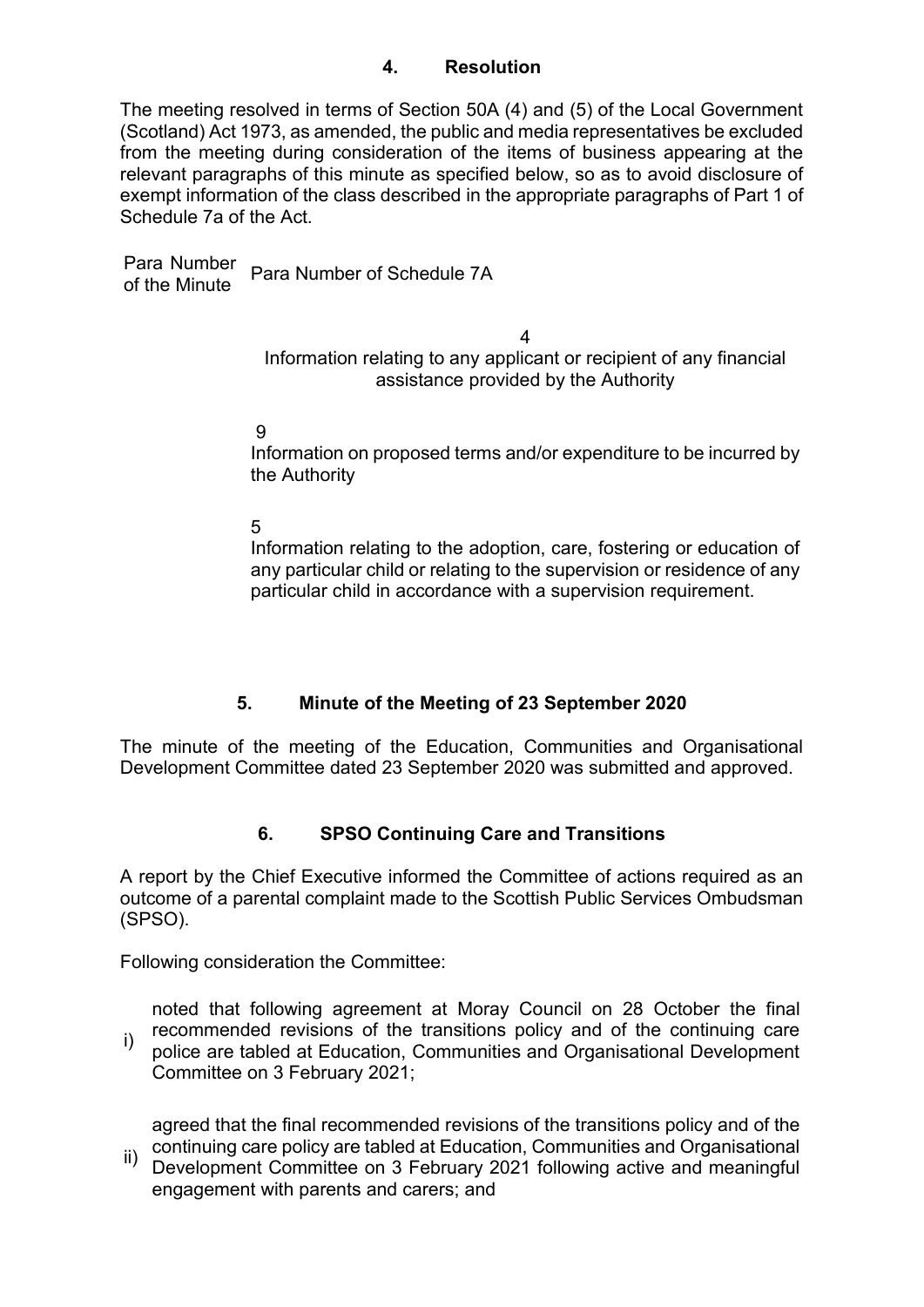### 4. Resolution

The meeting resolved in terms of Section 50A (4) and (5) of the Local Government (Scotland) Act 1973, as amended, the public and media representatives be excluded from the meeting during consideration of the items of business appearing at the relevant paragraphs of this minute as specified below, so as to avoid disclosure of exempt information of the class described in the appropriate paragraphs of Part 1 of Schedule 7a of the Act.

| Para Number of the Minute | Para Number of Schedule 7A |
|---|---|
| | 4<br>Information relating to any applicant or recipient of any financial assistance provided by the Authority |
| | 9<br>Information on proposed terms and/or expenditure to be incurred by the Authority |
| | 5<br>Information relating to the adoption, care, fostering or education of any particular child or relating to the supervision or residence of any particular child in accordance with a supervision requirement. |

### 5. Minute of the Meeting of 23 September 2020

The minute of the meeting of the Education, Communities and Organisational Development Committee dated 23 September 2020 was submitted and approved.

### 6. SPSO Continuing Care and Transitions

A report by the Chief Executive informed the Committee of actions required as an outcome of a parental complaint made to the Scottish Public Services Ombudsman (SPSO).

Following consideration the Committee:

i) noted that following agreement at Moray Council on 28 October the final recommended revisions of the transitions policy and of the continuing care police are tabled at Education, Communities and Organisational Development Committee on 3 February 2021;

ii) agreed that the final recommended revisions of the transitions policy and of the continuing care policy are tabled at Education, Communities and Organisational Development Committee on 3 February 2021 following active and meaningful engagement with parents and carers; and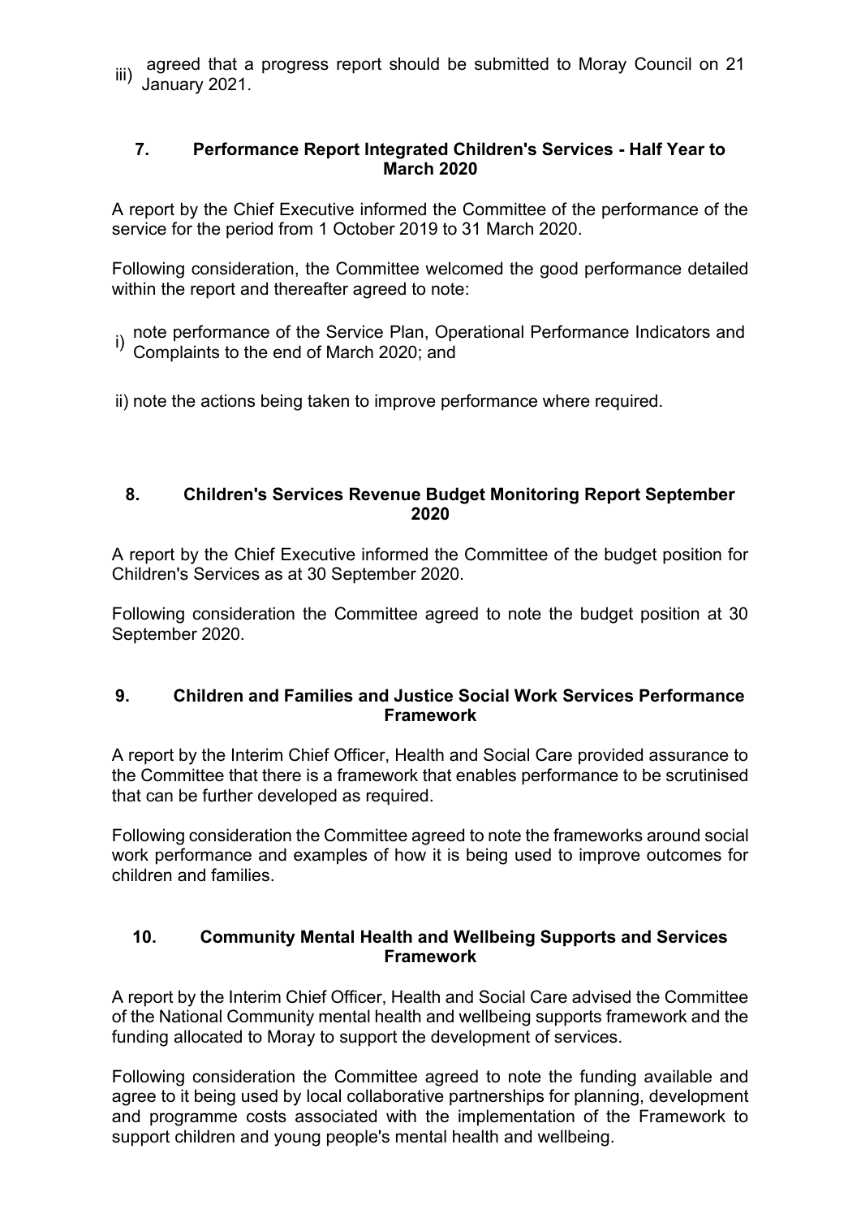iii) agreed that a progress report should be submitted to Moray Council on 21 January 2021.

## 7. Performance Report Integrated Children's Services - Half Year to March 2020

A report by the Chief Executive informed the Committee of the performance of the service for the period from 1 October 2019 to 31 March 2020.

Following consideration, the Committee welcomed the good performance detailed within the report and thereafter agreed to note:

i) note performance of the Service Plan, Operational Performance Indicators and Complaints to the end of March 2020; and

ii) note the actions being taken to improve performance where required.

## 8. Children's Services Revenue Budget Monitoring Report September 2020

A report by the Chief Executive informed the Committee of the budget position for Children's Services as at 30 September 2020.

Following consideration the Committee agreed to note the budget position at 30 September 2020.

## 9. Children and Families and Justice Social Work Services Performance Framework

A report by the Interim Chief Officer, Health and Social Care provided assurance to the Committee that there is a framework that enables performance to be scrutinised that can be further developed as required.

Following consideration the Committee agreed to note the frameworks around social work performance and examples of how it is being used to improve outcomes for children and families.

## 10. Community Mental Health and Wellbeing Supports and Services Framework

A report by the Interim Chief Officer, Health and Social Care advised the Committee of the National Community mental health and wellbeing supports framework and the funding allocated to Moray to support the development of services.

Following consideration the Committee agreed to note the funding available and agree to it being used by local collaborative partnerships for planning, development and programme costs associated with the implementation of the Framework to support children and young people's mental health and wellbeing.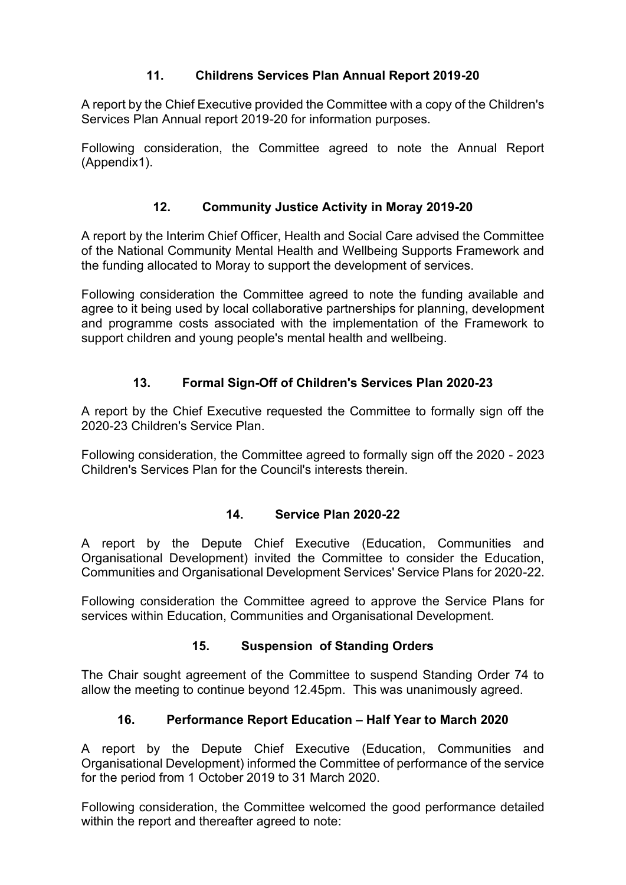## 11. Childrens Services Plan Annual Report 2019-20

A report by the Chief Executive provided the Committee with a copy of the Children's Services Plan Annual report 2019-20 for information purposes.

Following consideration, the Committee agreed to note the Annual Report (Appendix1).

## 12. Community Justice Activity in Moray 2019-20

A report by the Interim Chief Officer, Health and Social Care advised the Committee of the National Community Mental Health and Wellbeing Supports Framework and the funding allocated to Moray to support the development of services.

Following consideration the Committee agreed to note the funding available and agree to it being used by local collaborative partnerships for planning, development and programme costs associated with the implementation of the Framework to support children and young people's mental health and wellbeing.

## 13. Formal Sign-Off of Children's Services Plan 2020-23

A report by the Chief Executive requested the Committee to formally sign off the 2020-23 Children's Service Plan.

Following consideration, the Committee agreed to formally sign off the 2020 - 2023 Children's Services Plan for the Council's interests therein.

## 14. Service Plan 2020-22

A report by the Depute Chief Executive (Education, Communities and Organisational Development) invited the Committee to consider the Education, Communities and Organisational Development Services' Service Plans for 2020-22.

Following consideration the Committee agreed to approve the Service Plans for services within Education, Communities and Organisational Development.

## 15. Suspension of Standing Orders

The Chair sought agreement of the Committee to suspend Standing Order 74 to allow the meeting to continue beyond 12.45pm. This was unanimously agreed.

## 16. Performance Report Education – Half Year to March 2020

A report by the Depute Chief Executive (Education, Communities and Organisational Development) informed the Committee of performance of the service for the period from 1 October 2019 to 31 March 2020.

Following consideration, the Committee welcomed the good performance detailed within the report and thereafter agreed to note: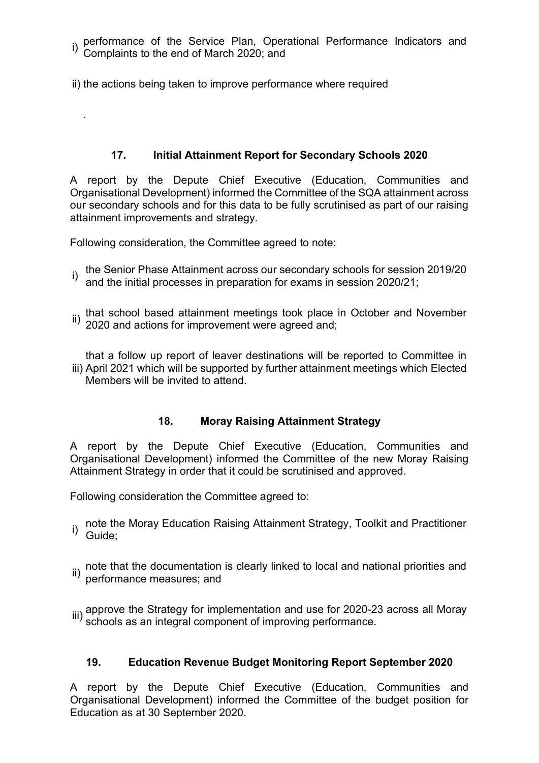i) performance of the Service Plan, Operational Performance Indicators and Complaints to the end of March 2020; and

ii) the actions being taken to improve performance where required

.

## 17. Initial Attainment Report for Secondary Schools 2020

A report by the Depute Chief Executive (Education, Communities and Organisational Development) informed the Committee of the SQA attainment across our secondary schools and for this data to be fully scrutinised as part of our raising attainment improvements and strategy.

Following consideration, the Committee agreed to note:

i) the Senior Phase Attainment across our secondary schools for session 2019/20 and the initial processes in preparation for exams in session 2020/21;

ii) that school based attainment meetings took place in October and November 2020 and actions for improvement were agreed and;

iii) that a follow up report of leaver destinations will be reported to Committee in April 2021 which will be supported by further attainment meetings which Elected Members will be invited to attend.

## 18. Moray Raising Attainment Strategy

A report by the Depute Chief Executive (Education, Communities and Organisational Development) informed the Committee of the new Moray Raising Attainment Strategy in order that it could be scrutinised and approved.

Following consideration the Committee agreed to:

i) note the Moray Education Raising Attainment Strategy, Toolkit and Practitioner Guide;

ii) note that the documentation is clearly linked to local and national priorities and performance measures; and

iii) approve the Strategy for implementation and use for 2020-23 across all Moray schools as an integral component of improving performance.

## 19. Education Revenue Budget Monitoring Report September 2020

A report by the Depute Chief Executive (Education, Communities and Organisational Development) informed the Committee of the budget position for Education as at 30 September 2020.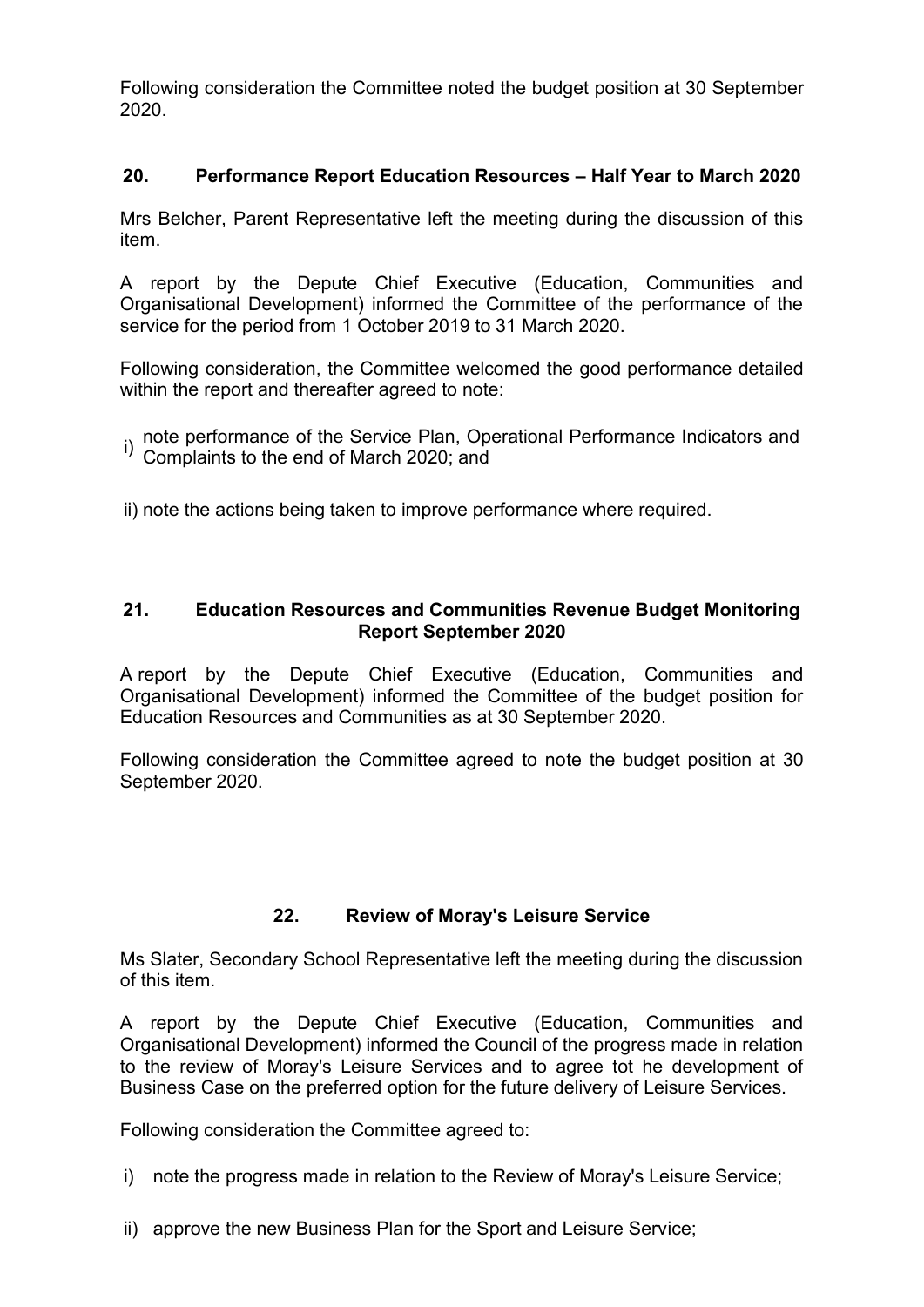Following consideration the Committee noted the budget position at 30 September 2020.

### 20. Performance Report Education Resources – Half Year to March 2020

Mrs Belcher, Parent Representative left the meeting during the discussion of this item.

A report by the Depute Chief Executive (Education, Communities and Organisational Development) informed the Committee of the performance of the service for the period from 1 October 2019 to 31 March 2020.

Following consideration, the Committee welcomed the good performance detailed within the report and thereafter agreed to note:

i) note performance of the Service Plan, Operational Performance Indicators and Complaints to the end of March 2020; and

ii) note the actions being taken to improve performance where required.

### 21. Education Resources and Communities Revenue Budget Monitoring Report September 2020

A report by the Depute Chief Executive (Education, Communities and Organisational Development) informed the Committee of the budget position for Education Resources and Communities as at 30 September 2020.

Following consideration the Committee agreed to note the budget position at 30 September 2020.

### 22. Review of Moray's Leisure Service

Ms Slater, Secondary School Representative left the meeting during the discussion of this item.

A report by the Depute Chief Executive (Education, Communities and Organisational Development) informed the Council of the progress made in relation to the review of Moray's Leisure Services and to agree tot he development of Business Case on the preferred option for the future delivery of Leisure Services.

Following consideration the Committee agreed to:

i) note the progress made in relation to the Review of Moray's Leisure Service;

ii) approve the new Business Plan for the Sport and Leisure Service;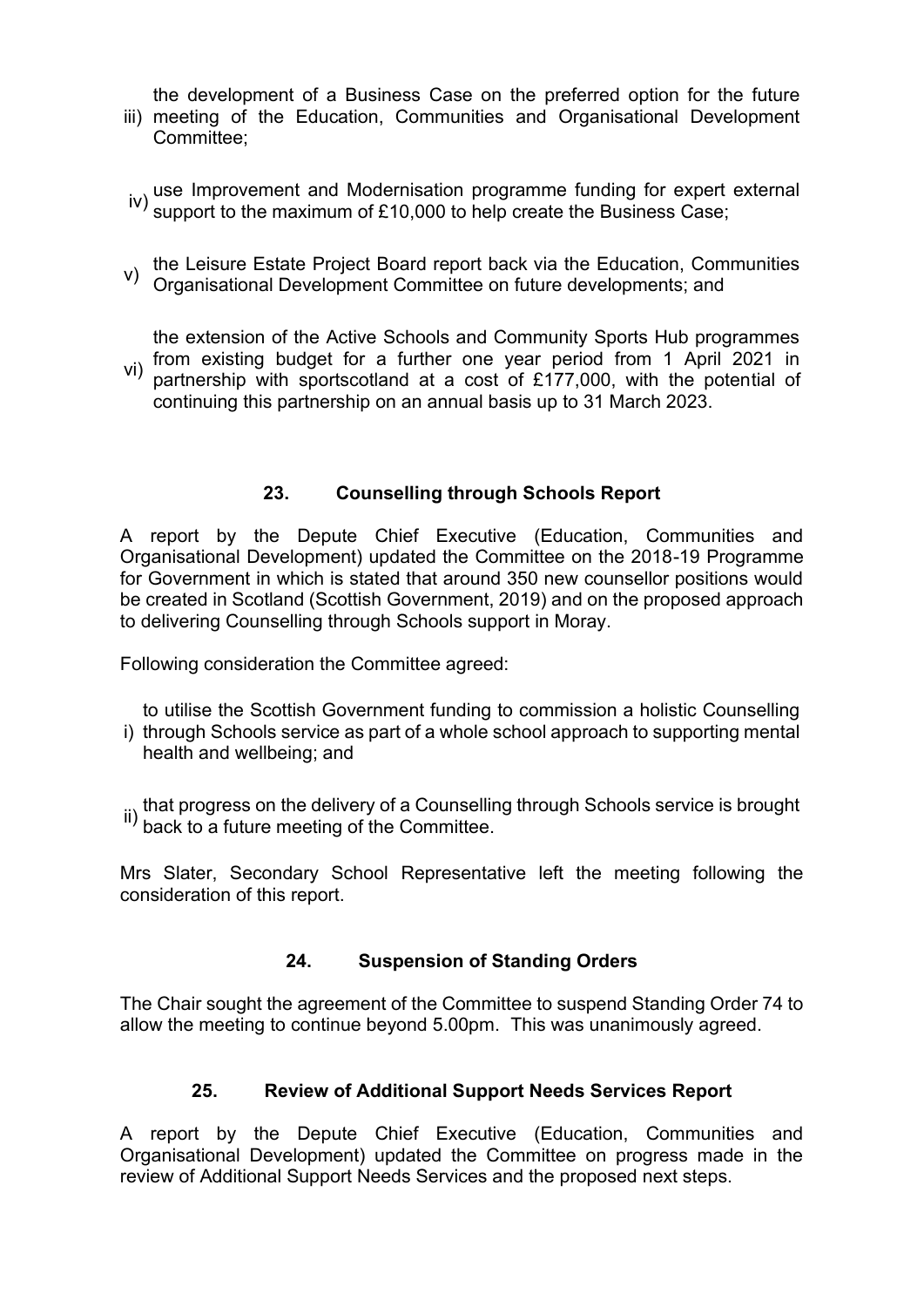iii) the development of a Business Case on the preferred option for the future meeting of the Education, Communities and Organisational Development Committee;

iv) use Improvement and Modernisation programme funding for expert external support to the maximum of £10,000 to help create the Business Case;

v) the Leisure Estate Project Board report back via the Education, Communities Organisational Development Committee on future developments; and

vi) the extension of the Active Schools and Community Sports Hub programmes from existing budget for a further one year period from 1 April 2021 in partnership with sportscotland at a cost of £177,000, with the potential of continuing this partnership on an annual basis up to 31 March 2023.

## 23. Counselling through Schools Report

A report by the Depute Chief Executive (Education, Communities and Organisational Development) updated the Committee on the 2018-19 Programme for Government in which is stated that around 350 new counsellor positions would be created in Scotland (Scottish Government, 2019) and on the proposed approach to delivering Counselling through Schools support in Moray.

Following consideration the Committee agreed:

i) to utilise the Scottish Government funding to commission a holistic Counselling through Schools service as part of a whole school approach to supporting mental health and wellbeing; and

ii) that progress on the delivery of a Counselling through Schools service is brought back to a future meeting of the Committee.

Mrs Slater, Secondary School Representative left the meeting following the consideration of this report.

## 24. Suspension of Standing Orders

The Chair sought the agreement of the Committee to suspend Standing Order 74 to allow the meeting to continue beyond 5.00pm. This was unanimously agreed.

## 25. Review of Additional Support Needs Services Report

A report by the Depute Chief Executive (Education, Communities and Organisational Development) updated the Committee on progress made in the review of Additional Support Needs Services and the proposed next steps.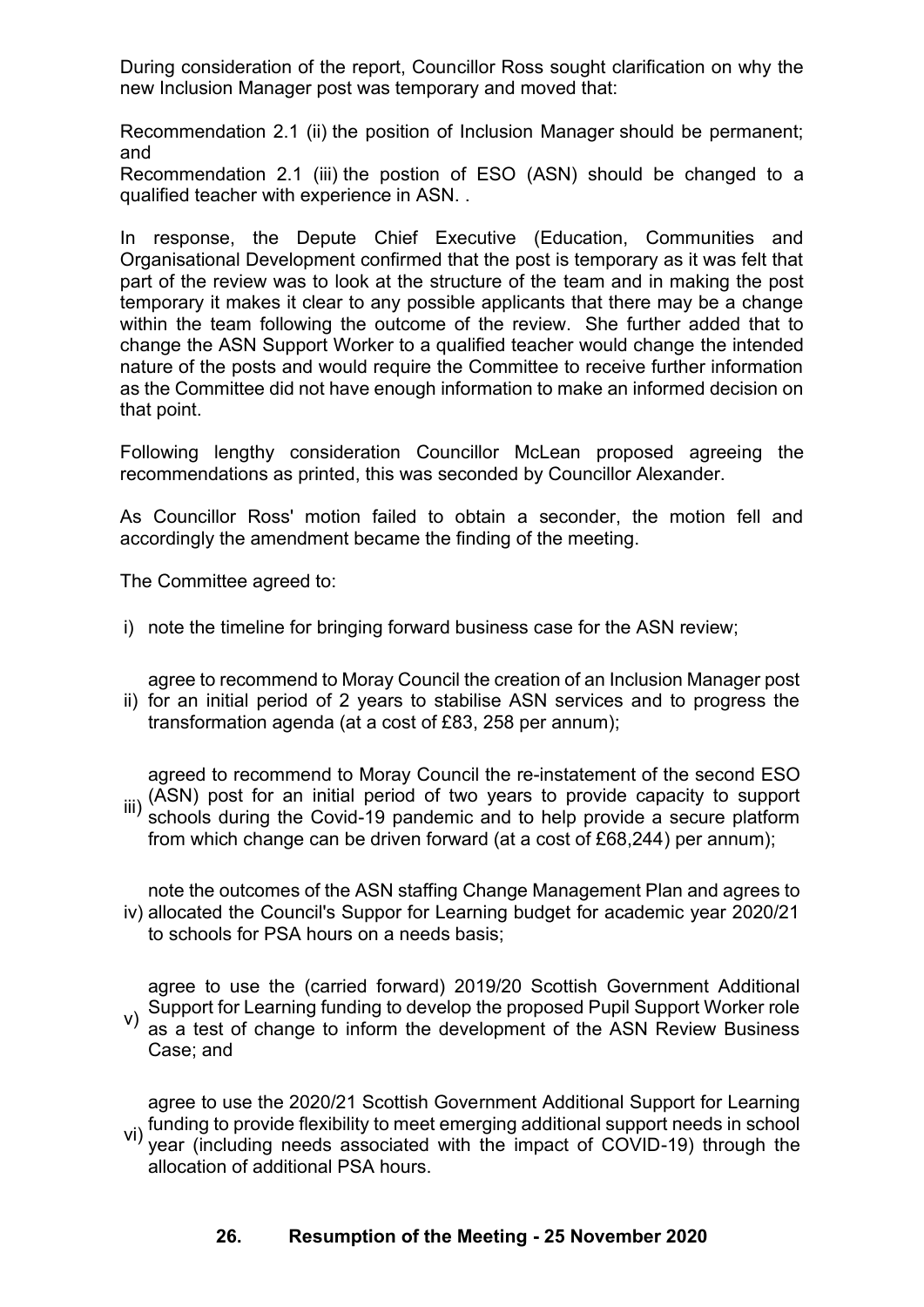During consideration of the report, Councillor Ross sought clarification on why the new Inclusion Manager post was temporary and moved that:

Recommendation 2.1 (ii) the position of Inclusion Manager should be permanent; and
Recommendation 2.1 (iii) the postion of ESO (ASN) should be changed to a qualified teacher with experience in ASN. .

In response, the Depute Chief Executive (Education, Communities and Organisational Development confirmed that the post is temporary as it was felt that part of the review was to look at the structure of the team and in making the post temporary it makes it clear to any possible applicants that there may be a change within the team following the outcome of the review. She further added that to change the ASN Support Worker to a qualified teacher would change the intended nature of the posts and would require the Committee to receive further information as the Committee did not have enough information to make an informed decision on that point.

Following lengthy consideration Councillor McLean proposed agreeing the recommendations as printed, this was seconded by Councillor Alexander.

As Councillor Ross' motion failed to obtain a seconder, the motion fell and accordingly the amendment became the finding of the meeting.

The Committee agreed to:

i) note the timeline for bringing forward business case for the ASN review;

ii) agree to recommend to Moray Council the creation of an Inclusion Manager post for an initial period of 2 years to stabilise ASN services and to progress the transformation agenda (at a cost of £83, 258 per annum);

iii) agreed to recommend to Moray Council the re-instatement of the second ESO (ASN) post for an initial period of two years to provide capacity to support schools during the Covid-19 pandemic and to help provide a secure platform from which change can be driven forward (at a cost of £68,244) per annum);

iv) note the outcomes of the ASN staffing Change Management Plan and agrees to allocated the Council's Suppor for Learning budget for academic year 2020/21 to schools for PSA hours on a needs basis;

v) agree to use the (carried forward) 2019/20 Scottish Government Additional Support for Learning funding to develop the proposed Pupil Support Worker role as a test of change to inform the development of the ASN Review Business Case; and

vi) agree to use the 2020/21 Scottish Government Additional Support for Learning funding to provide flexibility to meet emerging additional support needs in school year (including needs associated with the impact of COVID-19) through the allocation of additional PSA hours.

## 26. Resumption of the Meeting - 25 November 2020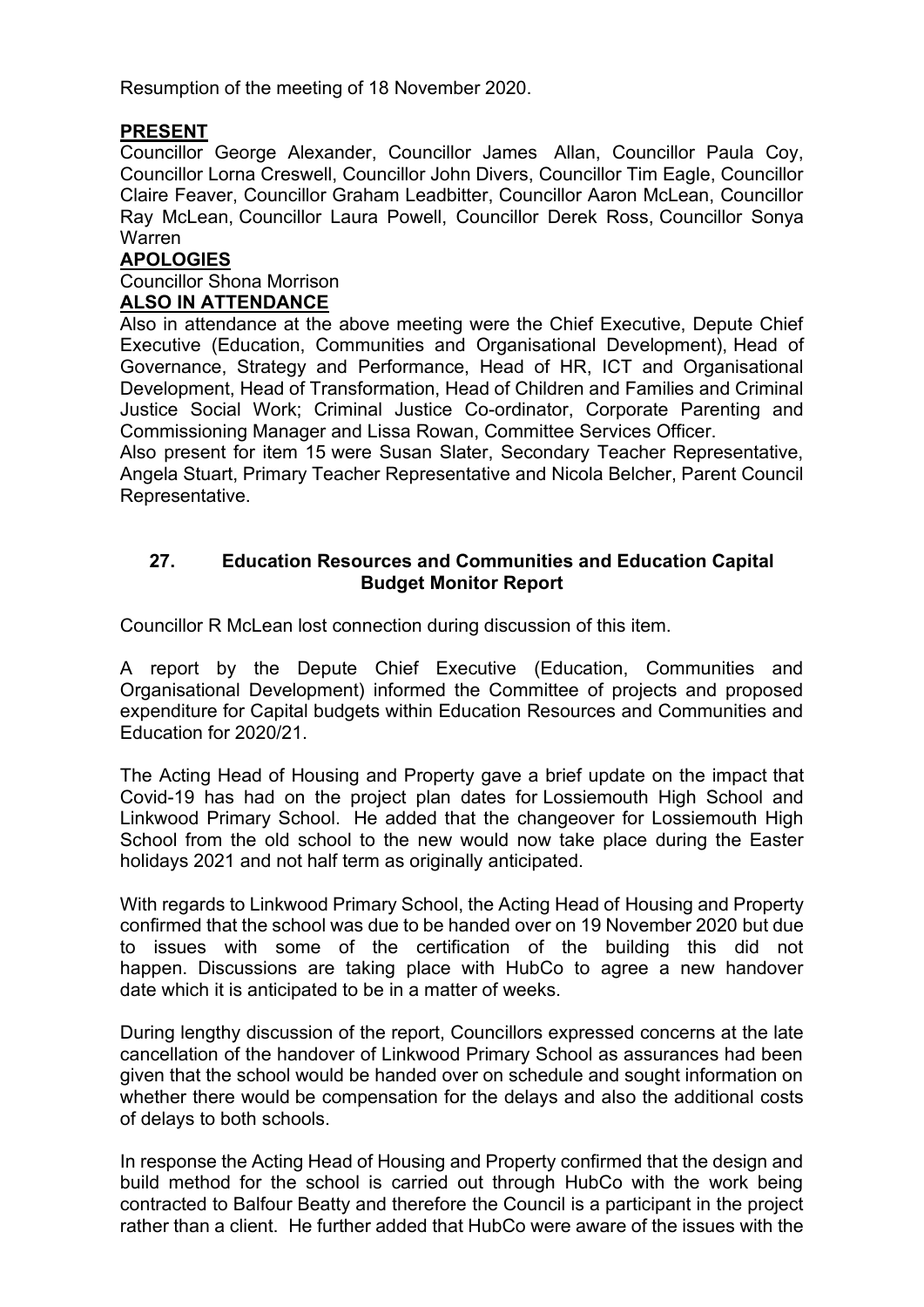Resumption of the meeting of 18 November 2020.

**PRESENT**

Councillor George Alexander, Councillor James Allan, Councillor Paula Coy, Councillor Lorna Creswell, Councillor John Divers, Councillor Tim Eagle, Councillor Claire Feaver, Councillor Graham Leadbitter, Councillor Aaron McLean, Councillor Ray McLean, Councillor Laura Powell, Councillor Derek Ross, Councillor Sonya Warren

**APOLOGIES**

Councillor Shona Morrison

**ALSO IN ATTENDANCE**

Also in attendance at the above meeting were the Chief Executive, Depute Chief Executive (Education, Communities and Organisational Development), Head of Governance, Strategy and Performance, Head of HR, ICT and Organisational Development, Head of Transformation, Head of Children and Families and Criminal Justice Social Work; Criminal Justice Co-ordinator, Corporate Parenting and Commissioning Manager and Lissa Rowan, Committee Services Officer.

Also present for item 15 were Susan Slater, Secondary Teacher Representative, Angela Stuart, Primary Teacher Representative and Nicola Belcher, Parent Council Representative.

## 27. Education Resources and Communities and Education Capital Budget Monitor Report

Councillor R McLean lost connection during discussion of this item.

A report by the Depute Chief Executive (Education, Communities and Organisational Development) informed the Committee of projects and proposed expenditure for Capital budgets within Education Resources and Communities and Education for 2020/21.

The Acting Head of Housing and Property gave a brief update on the impact that Covid-19 has had on the project plan dates for Lossiemouth High School and Linkwood Primary School. He added that the changeover for Lossiemouth High School from the old school to the new would now take place during the Easter holidays 2021 and not half term as originally anticipated.

With regards to Linkwood Primary School, the Acting Head of Housing and Property confirmed that the school was due to be handed over on 19 November 2020 but due to issues with some of the certification of the building this did not happen. Discussions are taking place with HubCo to agree a new handover date which it is anticipated to be in a matter of weeks.

During lengthy discussion of the report, Councillors expressed concerns at the late cancellation of the handover of Linkwood Primary School as assurances had been given that the school would be handed over on schedule and sought information on whether there would be compensation for the delays and also the additional costs of delays to both schools.

In response the Acting Head of Housing and Property confirmed that the design and build method for the school is carried out through HubCo with the work being contracted to Balfour Beatty and therefore the Council is a participant in the project rather than a client. He further added that HubCo were aware of the issues with the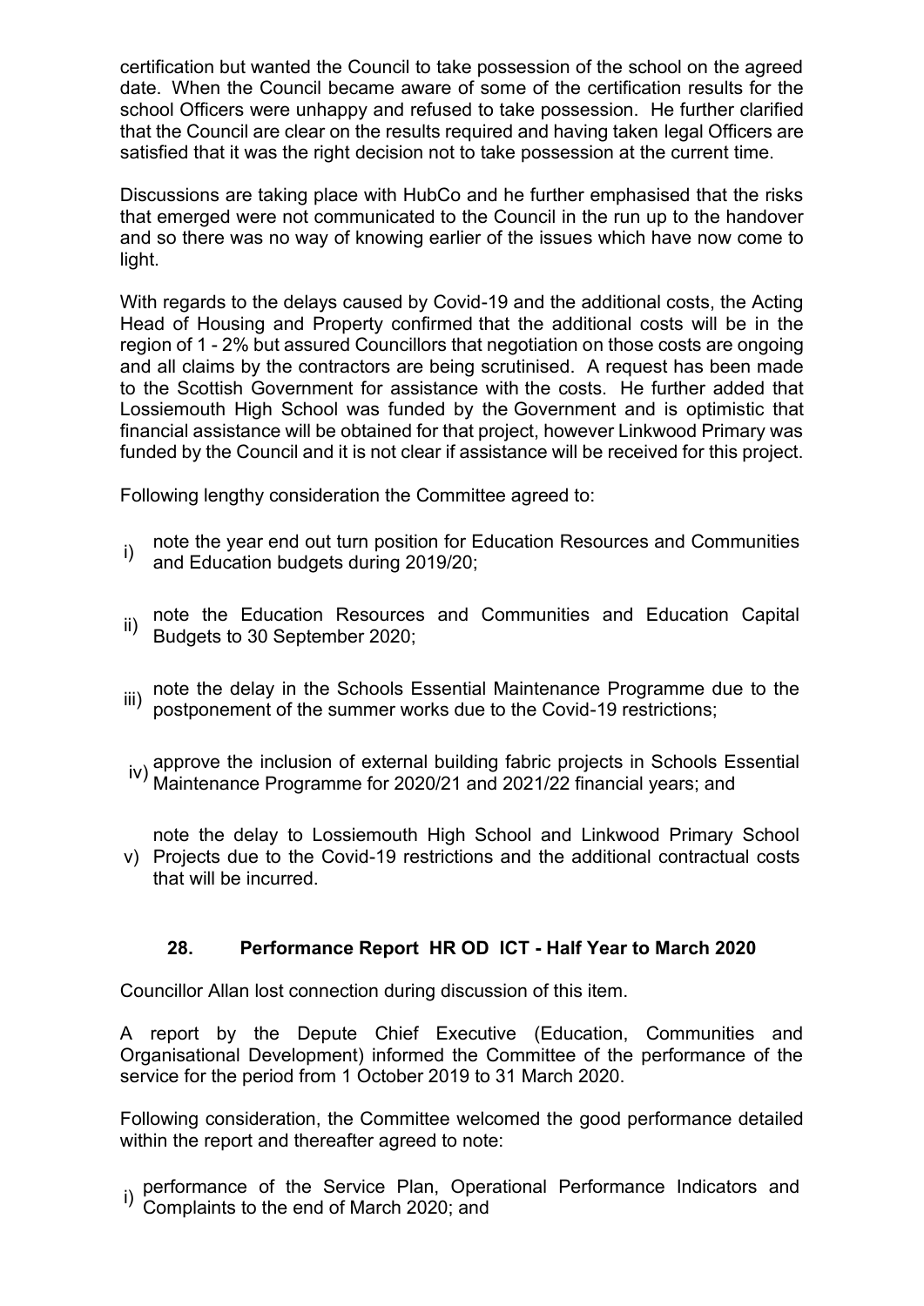certification but wanted the Council to take possession of the school on the agreed date. When the Council became aware of some of the certification results for the school Officers were unhappy and refused to take possession. He further clarified that the Council are clear on the results required and having taken legal Officers are satisfied that it was the right decision not to take possession at the current time.

Discussions are taking place with HubCo and he further emphasised that the risks that emerged were not communicated to the Council in the run up to the handover and so there was no way of knowing earlier of the issues which have now come to light.

With regards to the delays caused by Covid-19 and the additional costs, the Acting Head of Housing and Property confirmed that the additional costs will be in the region of 1 - 2% but assured Councillors that negotiation on those costs are ongoing and all claims by the contractors are being scrutinised. A request has been made to the Scottish Government for assistance with the costs. He further added that Lossiemouth High School was funded by the Government and is optimistic that financial assistance will be obtained for that project, however Linkwood Primary was funded by the Council and it is not clear if assistance will be received for this project.

Following lengthy consideration the Committee agreed to:

i) note the year end out turn position for Education Resources and Communities and Education budgets during 2019/20;

ii) note the Education Resources and Communities and Education Capital Budgets to 30 September 2020;

iii) note the delay in the Schools Essential Maintenance Programme due to the postponement of the summer works due to the Covid-19 restrictions;

iv) approve the inclusion of external building fabric projects in Schools Essential Maintenance Programme for 2020/21 and 2021/22 financial years; and

v) note the delay to Lossiemouth High School and Linkwood Primary School Projects due to the Covid-19 restrictions and the additional contractual costs that will be incurred.

## 28. Performance Report HR OD ICT - Half Year to March 2020

Councillor Allan lost connection during discussion of this item.

A report by the Depute Chief Executive (Education, Communities and Organisational Development) informed the Committee of the performance of the service for the period from 1 October 2019 to 31 March 2020.

Following consideration, the Committee welcomed the good performance detailed within the report and thereafter agreed to note:

i) performance of the Service Plan, Operational Performance Indicators and Complaints to the end of March 2020; and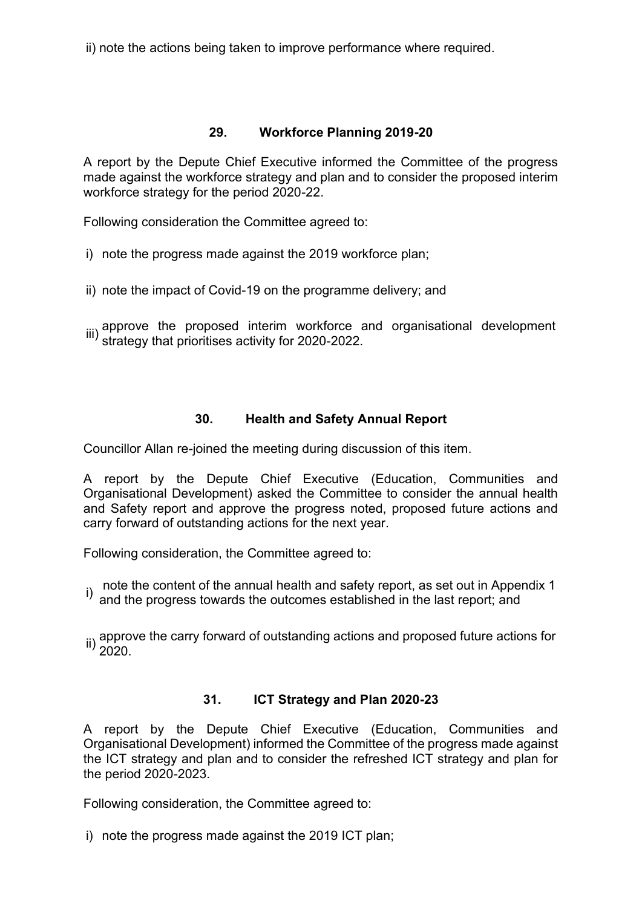ii) note the actions being taken to improve performance where required.

## 29. Workforce Planning 2019-20

A report by the Depute Chief Executive informed the Committee of the progress made against the workforce strategy and plan and to consider the proposed interim workforce strategy for the period 2020-22.

Following consideration the Committee agreed to:

i) note the progress made against the 2019 workforce plan;

ii) note the impact of Covid-19 on the programme delivery; and

iii) approve the proposed interim workforce and organisational development strategy that prioritises activity for 2020-2022.

## 30. Health and Safety Annual Report

Councillor Allan re-joined the meeting during discussion of this item.

A report by the Depute Chief Executive (Education, Communities and Organisational Development) asked the Committee to consider the annual health and Safety report and approve the progress noted, proposed future actions and carry forward of outstanding actions for the next year.

Following consideration, the Committee agreed to:

i) note the content of the annual health and safety report, as set out in Appendix 1 and the progress towards the outcomes established in the last report; and

ii) approve the carry forward of outstanding actions and proposed future actions for 2020.

## 31. ICT Strategy and Plan 2020-23

A report by the Depute Chief Executive (Education, Communities and Organisational Development) informed the Committee of the progress made against the ICT strategy and plan and to consider the refreshed ICT strategy and plan for the period 2020-2023.

Following consideration, the Committee agreed to:

i) note the progress made against the 2019 ICT plan;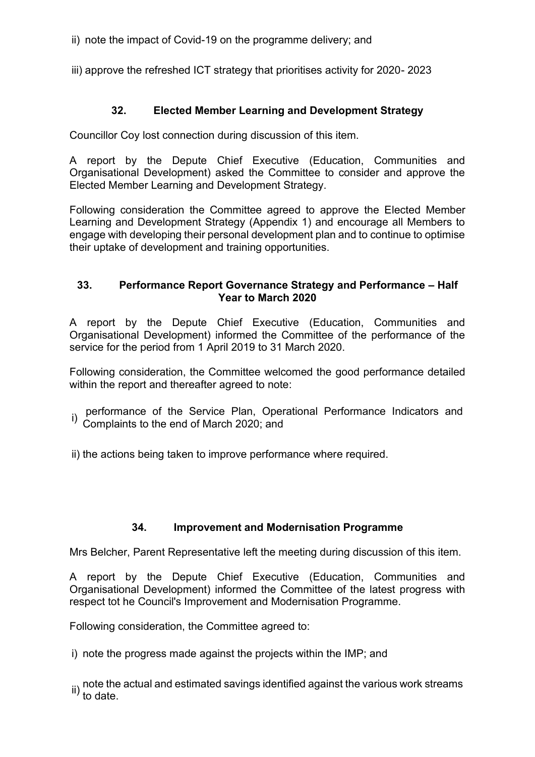ii) note the impact of Covid-19 on the programme delivery; and

iii) approve the refreshed ICT strategy that prioritises activity for 2020- 2023

### 32. Elected Member Learning and Development Strategy

Councillor Coy lost connection during discussion of this item.

A report by the Depute Chief Executive (Education, Communities and Organisational Development) asked the Committee to consider and approve the Elected Member Learning and Development Strategy.

Following consideration the Committee agreed to approve the Elected Member Learning and Development Strategy (Appendix 1) and encourage all Members to engage with developing their personal development plan and to continue to optimise their uptake of development and training opportunities.

### 33. Performance Report Governance Strategy and Performance – Half Year to March 2020

A report by the Depute Chief Executive (Education, Communities and Organisational Development) informed the Committee of the performance of the service for the period from 1 April 2019 to 31 March 2020.

Following consideration, the Committee welcomed the good performance detailed within the report and thereafter agreed to note:

i) performance of the Service Plan, Operational Performance Indicators and Complaints to the end of March 2020; and

ii) the actions being taken to improve performance where required.

### 34. Improvement and Modernisation Programme

Mrs Belcher, Parent Representative left the meeting during discussion of this item.

A report by the Depute Chief Executive (Education, Communities and Organisational Development) informed the Committee of the latest progress with respect tot he Council's Improvement and Modernisation Programme.

Following consideration, the Committee agreed to:

i) note the progress made against the projects within the IMP; and

ii) note the actual and estimated savings identified against the various work streams to date.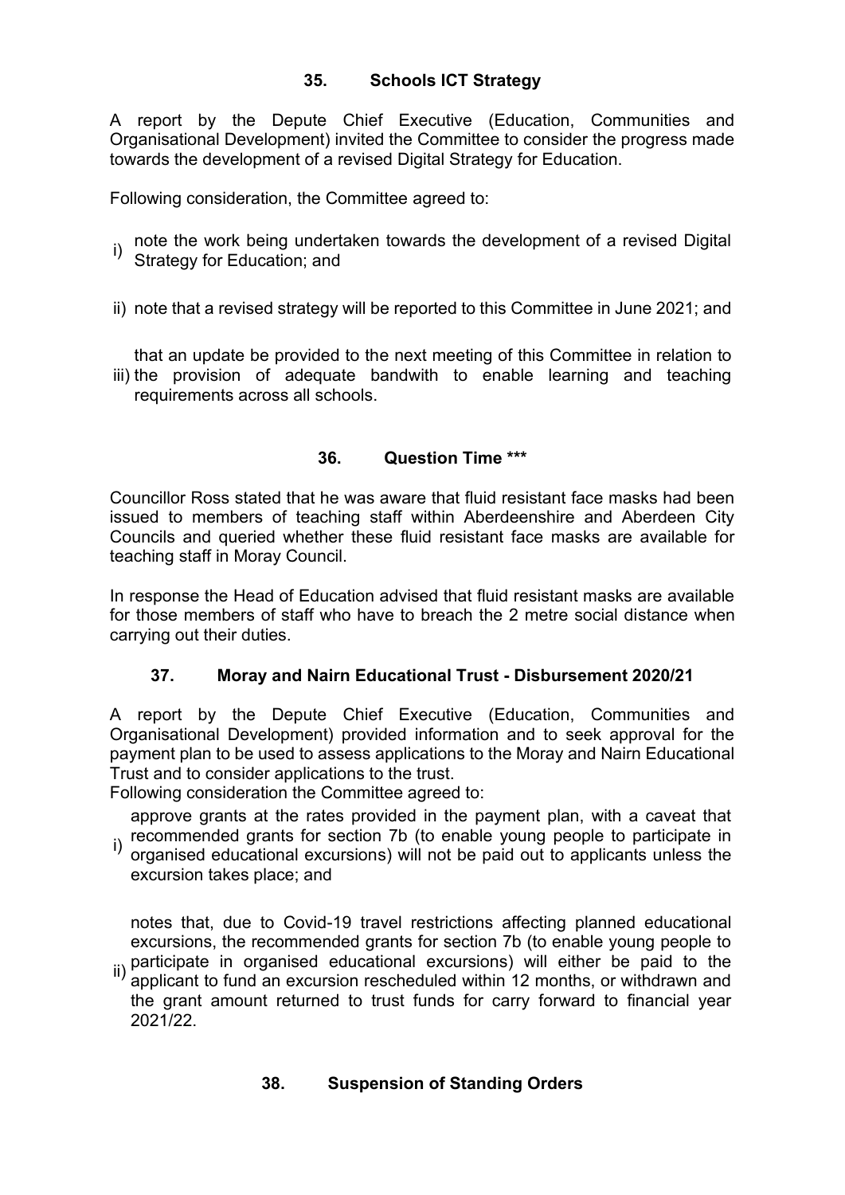### 35. Schools ICT Strategy

A report by the Depute Chief Executive (Education, Communities and Organisational Development) invited the Committee to consider the progress made towards the development of a revised Digital Strategy for Education.

Following consideration, the Committee agreed to:

i) note the work being undertaken towards the development of a revised Digital Strategy for Education; and

ii) note that a revised strategy will be reported to this Committee in June 2021; and

iii) that an update be provided to the next meeting of this Committee in relation to the provision of adequate bandwith to enable learning and teaching requirements across all schools.

### 36. Question Time ***

Councillor Ross stated that he was aware that fluid resistant face masks had been issued to members of teaching staff within Aberdeenshire and Aberdeen City Councils and queried whether these fluid resistant face masks are available for teaching staff in Moray Council.

In response the Head of Education advised that fluid resistant masks are available for those members of staff who have to breach the 2 metre social distance when carrying out their duties.

### 37. Moray and Nairn Educational Trust - Disbursement 2020/21

A report by the Depute Chief Executive (Education, Communities and Organisational Development) provided information and to seek approval for the payment plan to be used to assess applications to the Moray and Nairn Educational Trust and to consider applications to the trust.

Following consideration the Committee agreed to:

i) approve grants at the rates provided in the payment plan, with a caveat that recommended grants for section 7b (to enable young people to participate in organised educational excursions) will not be paid out to applicants unless the excursion takes place; and

ii) notes that, due to Covid-19 travel restrictions affecting planned educational excursions, the recommended grants for section 7b (to enable young people to participate in organised educational excursions) will either be paid to the applicant to fund an excursion rescheduled within 12 months, or withdrawn and the grant amount returned to trust funds for carry forward to financial year 2021/22.

### 38. Suspension of Standing Orders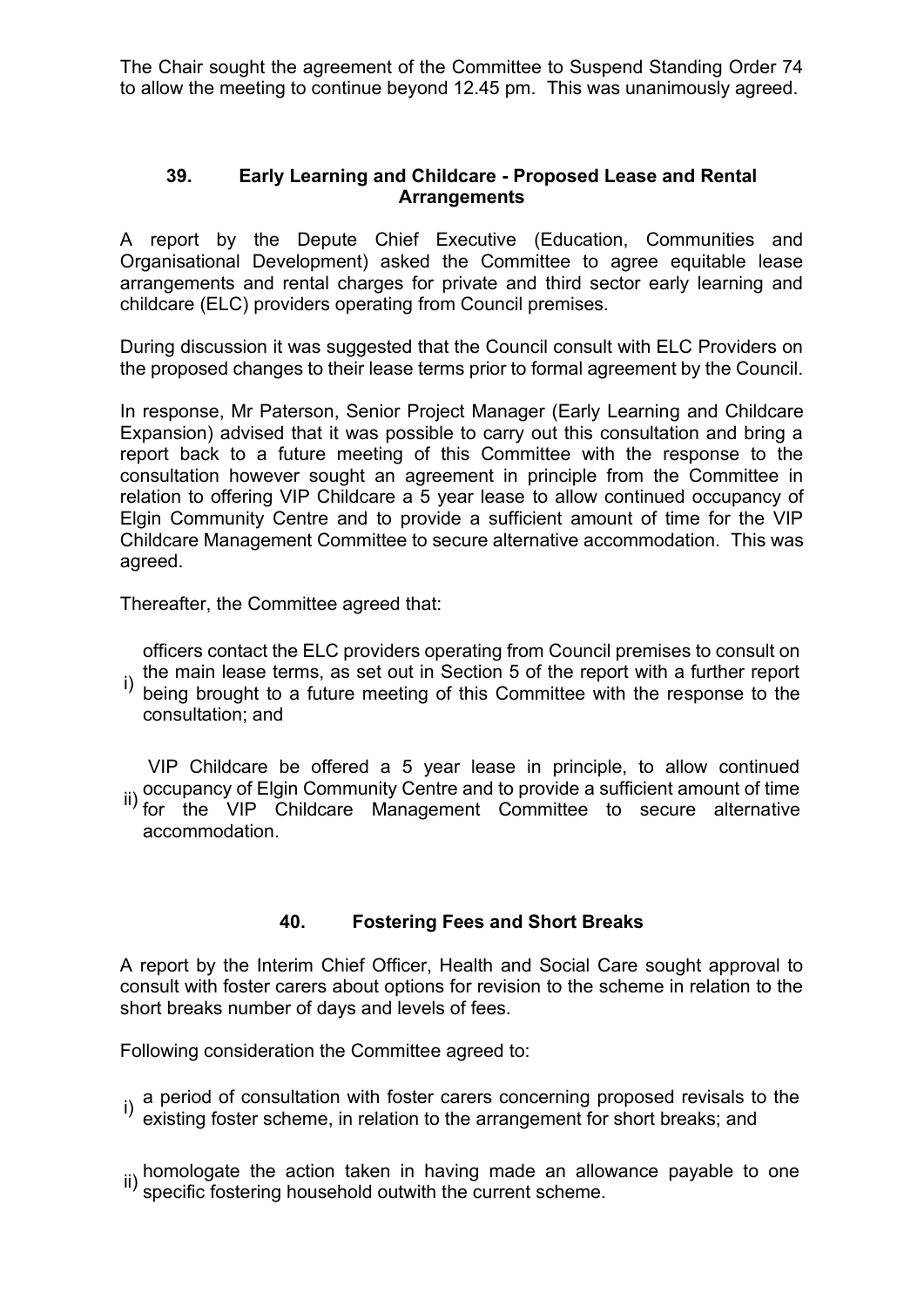The Chair sought the agreement of the Committee to Suspend Standing Order 74 to allow the meeting to continue beyond 12.45 pm. This was unanimously agreed.

## 39. Early Learning and Childcare - Proposed Lease and Rental Arrangements

A report by the Depute Chief Executive (Education, Communities and Organisational Development) asked the Committee to agree equitable lease arrangements and rental charges for private and third sector early learning and childcare (ELC) providers operating from Council premises.

During discussion it was suggested that the Council consult with ELC Providers on the proposed changes to their lease terms prior to formal agreement by the Council.

In response, Mr Paterson, Senior Project Manager (Early Learning and Childcare Expansion) advised that it was possible to carry out this consultation and bring a report back to a future meeting of this Committee with the response to the consultation however sought an agreement in principle from the Committee in relation to offering VIP Childcare a 5 year lease to allow continued occupancy of Elgin Community Centre and to provide a sufficient amount of time for the VIP Childcare Management Committee to secure alternative accommodation. This was agreed.

Thereafter, the Committee agreed that:

i) officers contact the ELC providers operating from Council premises to consult on the main lease terms, as set out in Section 5 of the report with a further report being brought to a future meeting of this Committee with the response to the consultation; and

ii) VIP Childcare be offered a 5 year lease in principle, to allow continued occupancy of Elgin Community Centre and to provide a sufficient amount of time for the VIP Childcare Management Committee to secure alternative accommodation.

## 40. Fostering Fees and Short Breaks

A report by the Interim Chief Officer, Health and Social Care sought approval to consult with foster carers about options for revision to the scheme in relation to the short breaks number of days and levels of fees.

Following consideration the Committee agreed to:

i) a period of consultation with foster carers concerning proposed revisals to the existing foster scheme, in relation to the arrangement for short breaks; and

ii) homologate the action taken in having made an allowance payable to one specific fostering household outwith the current scheme.